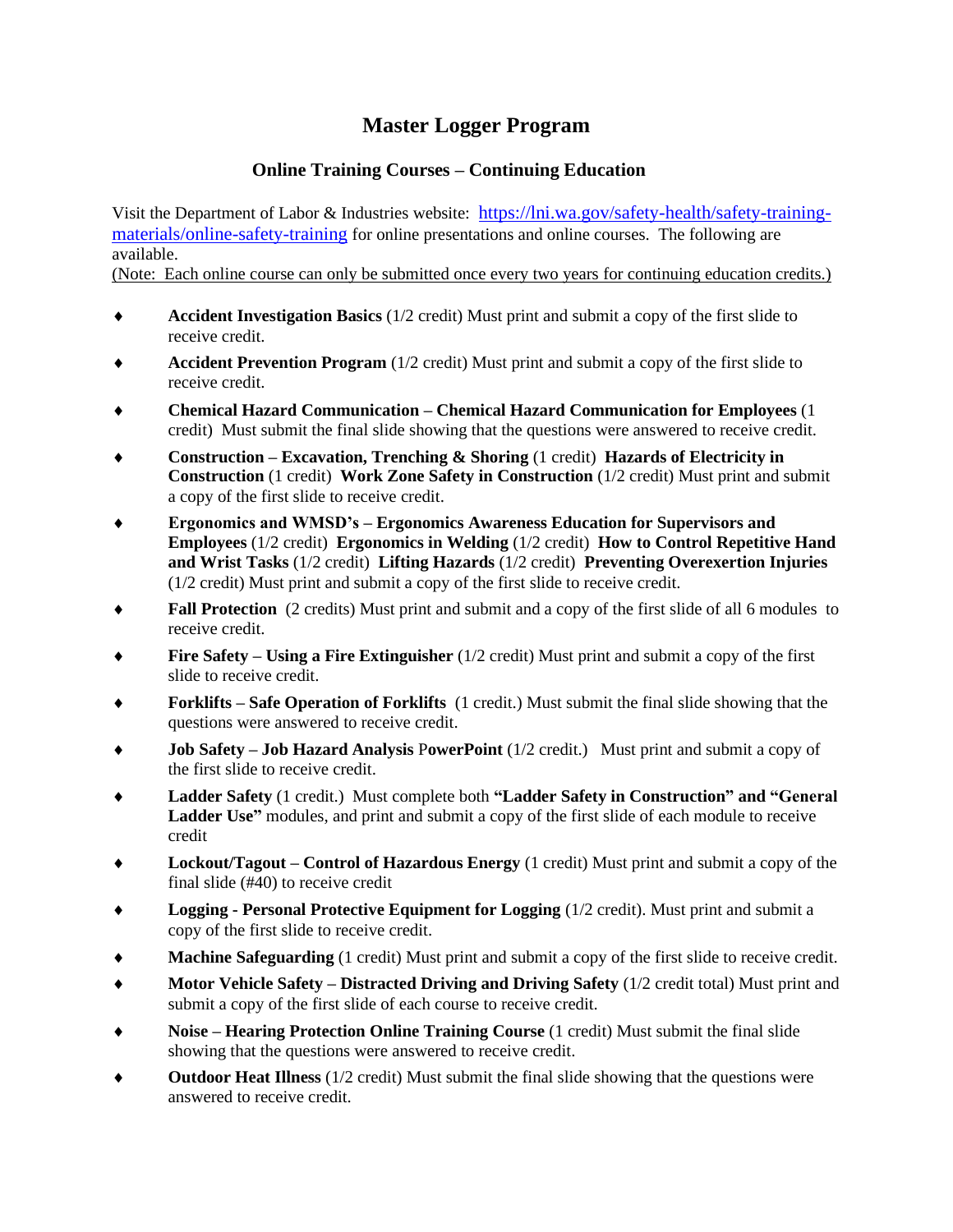# Master Logger Program

## Online Training Courses – Continuing Education

Visit the Department of Labor & Industries website: [https://lni.wa.gov/safety-health/safety-training-materials/online-safety-training](https://lni.wa.gov/safety-health/safety-training-materials/online-safety-training) for online presentations and online courses. The following are available.

(Note: Each online course can only be submitted once every two years for continuing education credits.)

- **Accident Investigation Basics** (1/2 credit) Must print and submit a copy of the first slide to receive credit.
- **Accident Prevention Program** (1/2 credit) Must print and submit a copy of the first slide to receive credit.
- **Chemical Hazard Communication – Chemical Hazard Communication for Employees** (1 credit) Must submit the final slide showing that the questions were answered to receive credit.
- **Construction – Excavation, Trenching & Shoring** (1 credit) **Hazards of Electricity in Construction** (1 credit) **Work Zone Safety in Construction** (1/2 credit) Must print and submit a copy of the first slide to receive credit.
- **Ergonomics and WMSD's – Ergonomics Awareness Education for Supervisors and Employees** (1/2 credit) **Ergonomics in Welding** (1/2 credit) **How to Control Repetitive Hand and Wrist Tasks** (1/2 credit) **Lifting Hazards** (1/2 credit) **Preventing Overexertion Injuries** (1/2 credit) Must print and submit a copy of the first slide to receive credit.
- **Fall Protection** (2 credits) Must print and submit and a copy of the first slide of all 6 modules to receive credit.
- **Fire Safety – Using a Fire Extinguisher** (1/2 credit) Must print and submit a copy of the first slide to receive credit.
- **Forklifts – Safe Operation of Forklifts** (1 credit.) Must submit the final slide showing that the questions were answered to receive credit.
- **Job Safety – Job Hazard Analysis PowerPoint** (1/2 credit.) Must print and submit a copy of the first slide to receive credit.
- **Ladder Safety** (1 credit.) Must complete both **"Ladder Safety in Construction" and "General Ladder Use"** modules, and print and submit a copy of the first slide of each module to receive credit
- **Lockout/Tagout – Control of Hazardous Energy** (1 credit) Must print and submit a copy of the final slide (#40) to receive credit
- **Logging - Personal Protective Equipment for Logging** (1/2 credit). Must print and submit a copy of the first slide to receive credit.
- **Machine Safeguarding** (1 credit) Must print and submit a copy of the first slide to receive credit.
- **Motor Vehicle Safety – Distracted Driving and Driving Safety** (1/2 credit total) Must print and submit a copy of the first slide of each course to receive credit.
- **Noise – Hearing Protection Online Training Course** (1 credit) Must submit the final slide showing that the questions were answered to receive credit.
- **Outdoor Heat Illness** (1/2 credit) Must submit the final slide showing that the questions were answered to receive credit.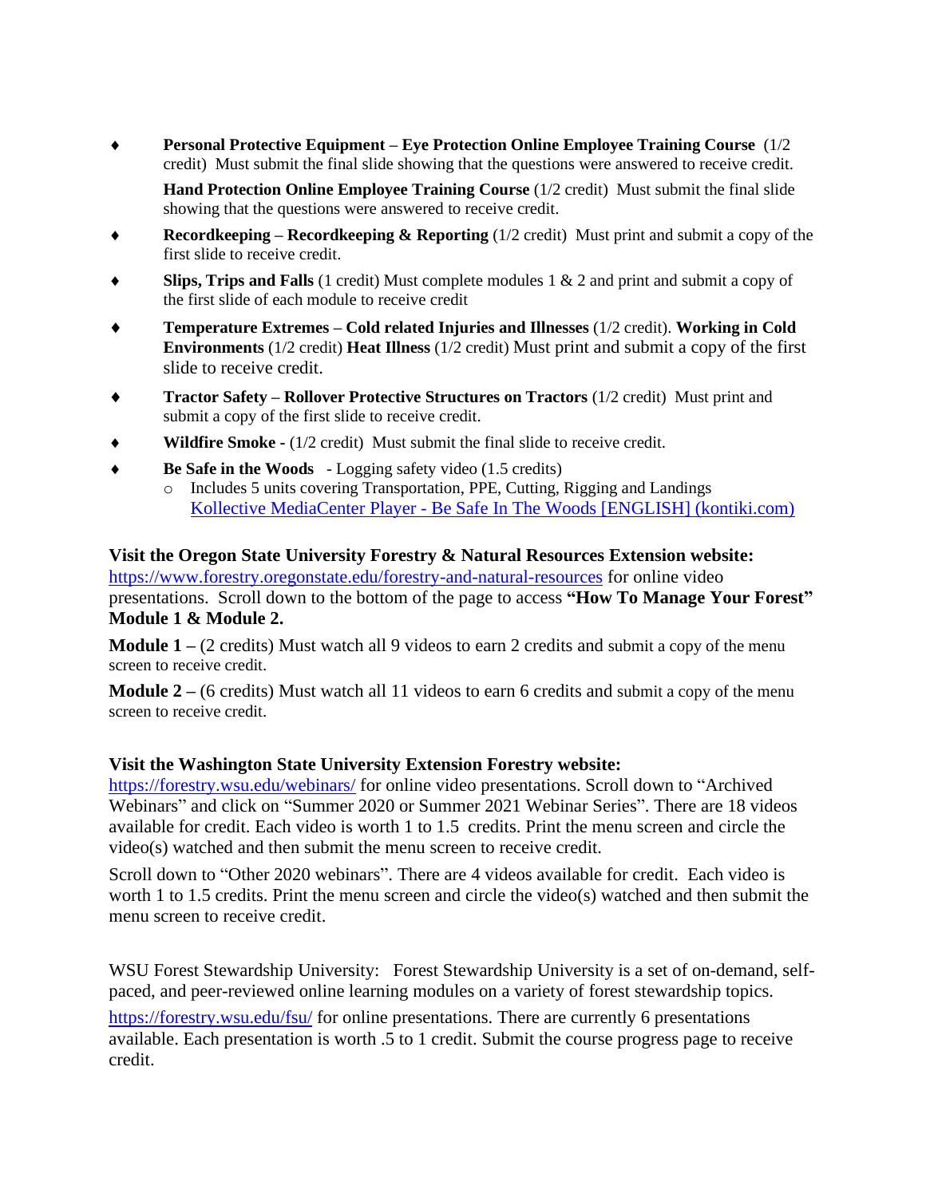- **Personal Protective Equipment – Eye Protection Online Employee Training Course** (1/2 credit) Must submit the final slide showing that the questions were answered to receive credit.

  **Hand Protection Online Employee Training Course** (1/2 credit) Must submit the final slide showing that the questions were answered to receive credit.
- **Recordkeeping – Recordkeeping & Reporting** (1/2 credit) Must print and submit a copy of the first slide to receive credit.
- **Slips, Trips and Falls** (1 credit) Must complete modules 1 & 2 and print and submit a copy of the first slide of each module to receive credit
- **Temperature Extremes – Cold related Injuries and Illnesses** (1/2 credit). **Working in Cold Environments** (1/2 credit) **Heat Illness** (1/2 credit) Must print and submit a copy of the first slide to receive credit.
- **Tractor Safety – Rollover Protective Structures on Tractors** (1/2 credit) Must print and submit a copy of the first slide to receive credit.
- **Wildfire Smoke** - (1/2 credit) Must submit the final slide to receive credit.
- **Be Safe in the Woods** - Logging safety video (1.5 credits)
  - Includes 5 units covering Transportation, PPE, Cutting, Rigging and Landings
    Kollective MediaCenter Player - Be Safe In The Woods [ENGLISH] (kontiki.com)

**Visit the Oregon State University Forestry & Natural Resources Extension website:** https://www.forestry.oregonstate.edu/forestry-and-natural-resources for online video presentations. Scroll down to the bottom of the page to access **"How To Manage Your Forest" Module 1 & Module 2.**

**Module 1 –** (2 credits) Must watch all 9 videos to earn 2 credits and submit a copy of the menu screen to receive credit.

**Module 2 –** (6 credits) Must watch all 11 videos to earn 6 credits and submit a copy of the menu screen to receive credit.

**Visit the Washington State University Extension Forestry website:** https://forestry.wsu.edu/webinars/ for online video presentations. Scroll down to "Archived Webinars" and click on "Summer 2020 or Summer 2021 Webinar Series". There are 18 videos available for credit. Each video is worth 1 to 1.5 credits. Print the menu screen and circle the video(s) watched and then submit the menu screen to receive credit.

Scroll down to "Other 2020 webinars". There are 4 videos available for credit. Each video is worth 1 to 1.5 credits. Print the menu screen and circle the video(s) watched and then submit the menu screen to receive credit.

WSU Forest Stewardship University: Forest Stewardship University is a set of on-demand, self-paced, and peer-reviewed online learning modules on a variety of forest stewardship topics.

https://forestry.wsu.edu/fsu/ for online presentations. There are currently 6 presentations available. Each presentation is worth .5 to 1 credit. Submit the course progress page to receive credit.